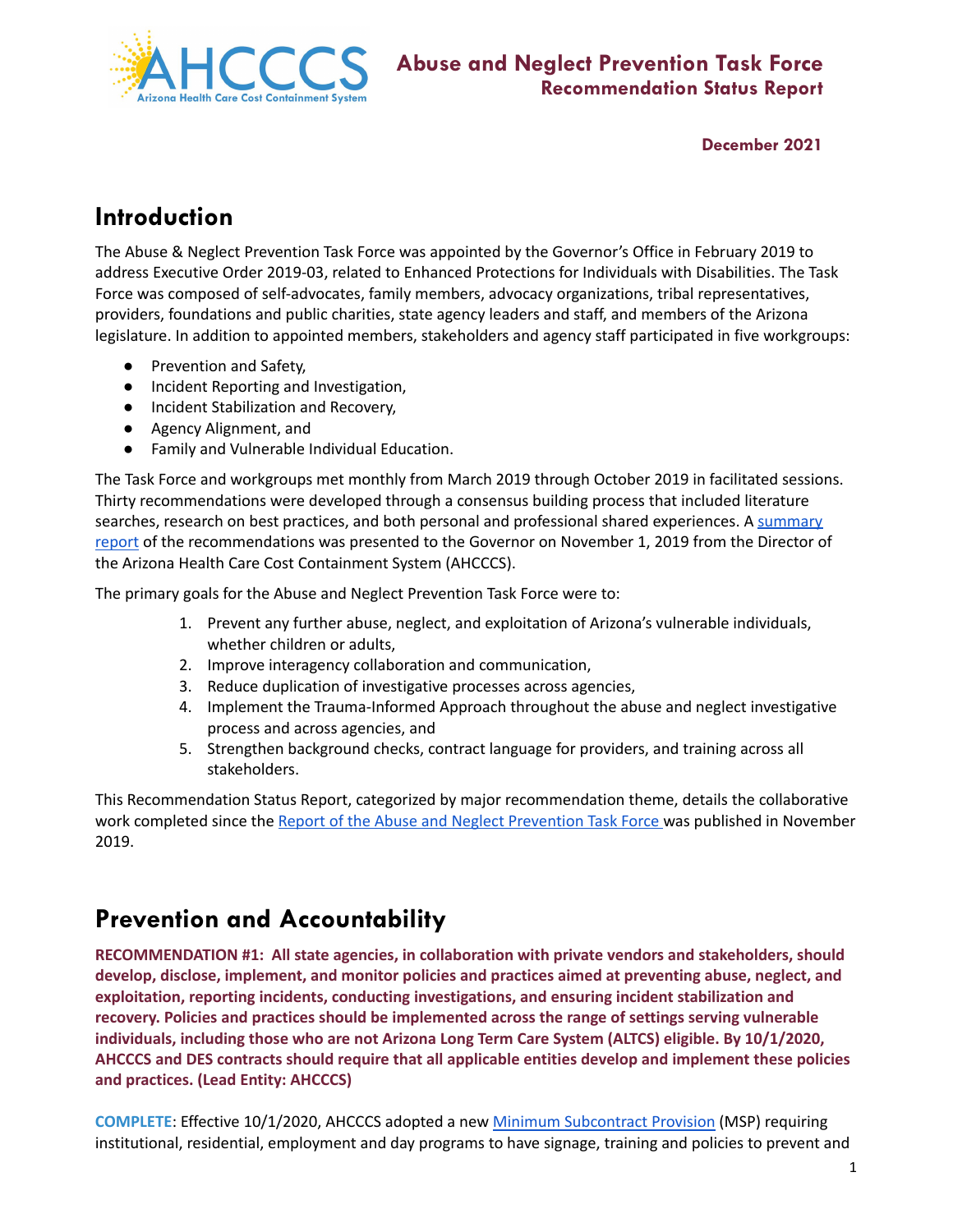# Abuse and Neglect Prevention Task Force
## Recommendation Status Report

**December 2021**

## Introduction

The Abuse & Neglect Prevention Task Force was appointed by the Governor's Office in February 2019 to address Executive Order 2019-03, related to Enhanced Protections for Individuals with Disabilities. The Task Force was composed of self-advocates, family members, advocacy organizations, tribal representatives, providers, foundations and public charities, state agency leaders and staff, and members of the Arizona legislature. In addition to appointed members, stakeholders and agency staff participated in five workgroups:

- Prevention and Safety,
- Incident Reporting and Investigation,
- Incident Stabilization and Recovery,
- Agency Alignment, and
- Family and Vulnerable Individual Education.

The Task Force and workgroups met monthly from March 2019 through October 2019 in facilitated sessions. Thirty recommendations were developed through a consensus building process that included literature searches, research on best practices, and both personal and professional shared experiences. A summary report of the recommendations was presented to the Governor on November 1, 2019 from the Director of the Arizona Health Care Cost Containment System (AHCCCS).

The primary goals for the Abuse and Neglect Prevention Task Force were to:

1. Prevent any further abuse, neglect, and exploitation of Arizona's vulnerable individuals, whether children or adults,
2. Improve interagency collaboration and communication,
3. Reduce duplication of investigative processes across agencies,
4. Implement the Trauma-Informed Approach throughout the abuse and neglect investigative process and across agencies, and
5. Strengthen background checks, contract language for providers, and training across all stakeholders.

This Recommendation Status Report, categorized by major recommendation theme, details the collaborative work completed since the Report of the Abuse and Neglect Prevention Task Force was published in November 2019.

## Prevention and Accountability

**RECOMMENDATION #1: All state agencies, in collaboration with private vendors and stakeholders, should develop, disclose, implement, and monitor policies and practices aimed at preventing abuse, neglect, and exploitation, reporting incidents, conducting investigations, and ensuring incident stabilization and recovery. Policies and practices should be implemented across the range of settings serving vulnerable individuals, including those who are not Arizona Long Term Care System (ALTCS) eligible. By 10/1/2020, AHCCCS and DES contracts should require that all applicable entities develop and implement these policies and practices. (Lead Entity: AHCCCS)**

**COMPLETE**: Effective 10/1/2020, AHCCCS adopted a new Minimum Subcontract Provision (MSP) requiring institutional, residential, employment and day programs to have signage, training and policies to prevent and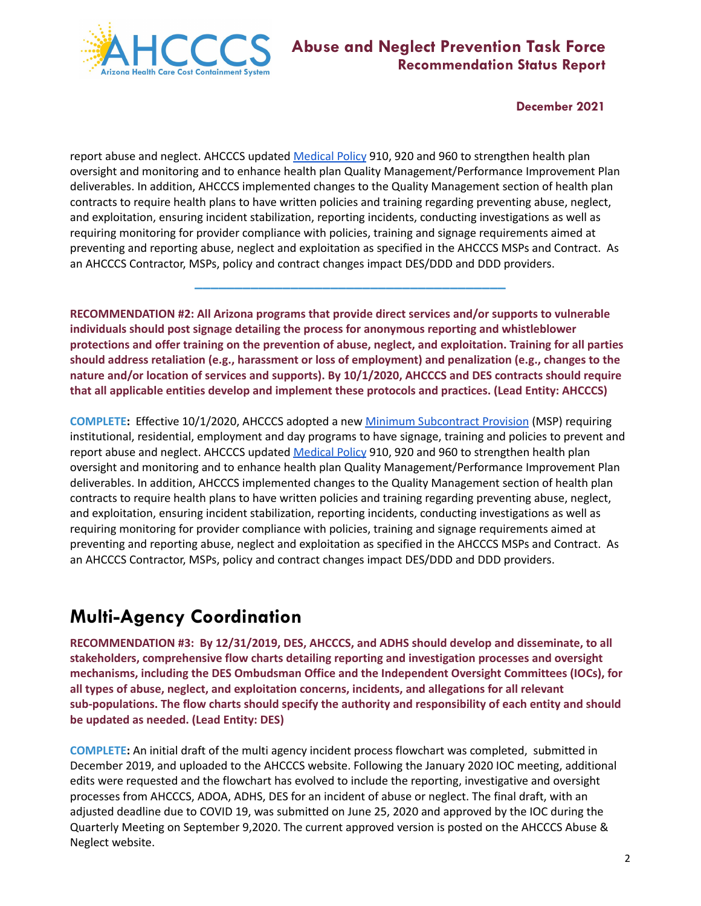report abuse and neglect. AHCCCS updated Medical Policy 910, 920 and 960 to strengthen health plan oversight and monitoring and to enhance health plan Quality Management/Performance Improvement Plan deliverables. In addition, AHCCCS implemented changes to the Quality Management section of health plan contracts to require health plans to have written policies and training regarding preventing abuse, neglect, and exploitation, ensuring incident stabilization, reporting incidents, conducting investigations as well as requiring monitoring for provider compliance with policies, training and signage requirements aimed at preventing and reporting abuse, neglect and exploitation as specified in the AHCCCS MSPs and Contract. As an AHCCCS Contractor, MSPs, policy and contract changes impact DES/DDD and DDD providers.

---

**RECOMMENDATION #2: All Arizona programs that provide direct services and/or supports to vulnerable individuals should post signage detailing the process for anonymous reporting and whistleblower protections and offer training on the prevention of abuse, neglect, and exploitation. Training for all parties should address retaliation (e.g., harassment or loss of employment) and penalization (e.g., changes to the nature and/or location of services and supports). By 10/1/2020, AHCCCS and DES contracts should require that all applicable entities develop and implement these protocols and practices. (Lead Entity: AHCCCS)**

**COMPLETE:** Effective 10/1/2020, AHCCCS adopted a new Minimum Subcontract Provision (MSP) requiring institutional, residential, employment and day programs to have signage, training and policies to prevent and report abuse and neglect. AHCCCS updated Medical Policy 910, 920 and 960 to strengthen health plan oversight and monitoring and to enhance health plan Quality Management/Performance Improvement Plan deliverables. In addition, AHCCCS implemented changes to the Quality Management section of health plan contracts to require health plans to have written policies and training regarding preventing abuse, neglect, and exploitation, ensuring incident stabilization, reporting incidents, conducting investigations as well as requiring monitoring for provider compliance with policies, training and signage requirements aimed at preventing and reporting abuse, neglect and exploitation as specified in the AHCCCS MSPs and Contract. As an AHCCCS Contractor, MSPs, policy and contract changes impact DES/DDD and DDD providers.

## Multi-Agency Coordination

**RECOMMENDATION #3: By 12/31/2019, DES, AHCCCS, and ADHS should develop and disseminate, to all stakeholders, comprehensive flow charts detailing reporting and investigation processes and oversight mechanisms, including the DES Ombudsman Office and the Independent Oversight Committees (IOCs), for all types of abuse, neglect, and exploitation concerns, incidents, and allegations for all relevant sub-populations. The flow charts should specify the authority and responsibility of each entity and should be updated as needed. (Lead Entity: DES)**

**COMPLETE:** An initial draft of the multi agency incident process flowchart was completed, submitted in December 2019, and uploaded to the AHCCCS website. Following the January 2020 IOC meeting, additional edits were requested and the flowchart has evolved to include the reporting, investigative and oversight processes from AHCCCS, ADOA, ADHS, DES for an incident of abuse or neglect. The final draft, with an adjusted deadline due to COVID 19, was submitted on June 25, 2020 and approved by the IOC during the Quarterly Meeting on September 9,2020. The current approved version is posted on the AHCCCS Abuse & Neglect website.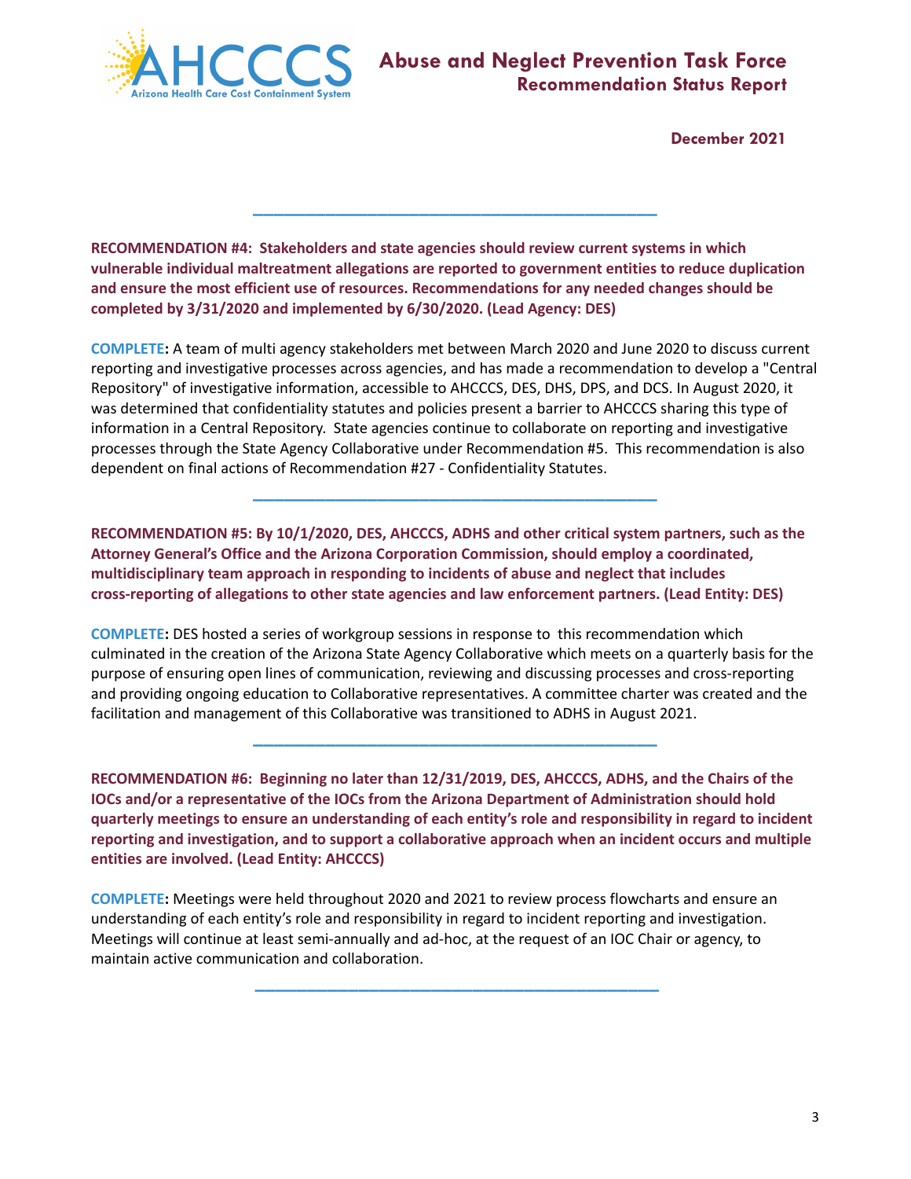---

**RECOMMENDATION #4: Stakeholders and state agencies should review current systems in which vulnerable individual maltreatment allegations are reported to government entities to reduce duplication and ensure the most efficient use of resources. Recommendations for any needed changes should be completed by 3/31/2020 and implemented by 6/30/2020. (Lead Agency: DES)**

**COMPLETE:** A team of multi agency stakeholders met between March 2020 and June 2020 to discuss current reporting and investigative processes across agencies, and has made a recommendation to develop a "Central Repository" of investigative information, accessible to AHCCCS, DES, DHS, DPS, and DCS. In August 2020, it was determined that confidentiality statutes and policies present a barrier to AHCCCS sharing this type of information in a Central Repository. State agencies continue to collaborate on reporting and investigative processes through the State Agency Collaborative under Recommendation #5. This recommendation is also dependent on final actions of Recommendation #27 - Confidentiality Statutes.

---

**RECOMMENDATION #5: By 10/1/2020, DES, AHCCCS, ADHS and other critical system partners, such as the Attorney General's Office and the Arizona Corporation Commission, should employ a coordinated, multidisciplinary team approach in responding to incidents of abuse and neglect that includes cross-reporting of allegations to other state agencies and law enforcement partners. (Lead Entity: DES)**

**COMPLETE:** DES hosted a series of workgroup sessions in response to this recommendation which culminated in the creation of the Arizona State Agency Collaborative which meets on a quarterly basis for the purpose of ensuring open lines of communication, reviewing and discussing processes and cross-reporting and providing ongoing education to Collaborative representatives. A committee charter was created and the facilitation and management of this Collaborative was transitioned to ADHS in August 2021.

---

**RECOMMENDATION #6: Beginning no later than 12/31/2019, DES, AHCCCS, ADHS, and the Chairs of the IOCs and/or a representative of the IOCs from the Arizona Department of Administration should hold quarterly meetings to ensure an understanding of each entity's role and responsibility in regard to incident reporting and investigation, and to support a collaborative approach when an incident occurs and multiple entities are involved. (Lead Entity: AHCCCS)**

**COMPLETE:** Meetings were held throughout 2020 and 2021 to review process flowcharts and ensure an understanding of each entity's role and responsibility in regard to incident reporting and investigation. Meetings will continue at least semi-annually and ad-hoc, at the request of an IOC Chair or agency, to maintain active communication and collaboration.

---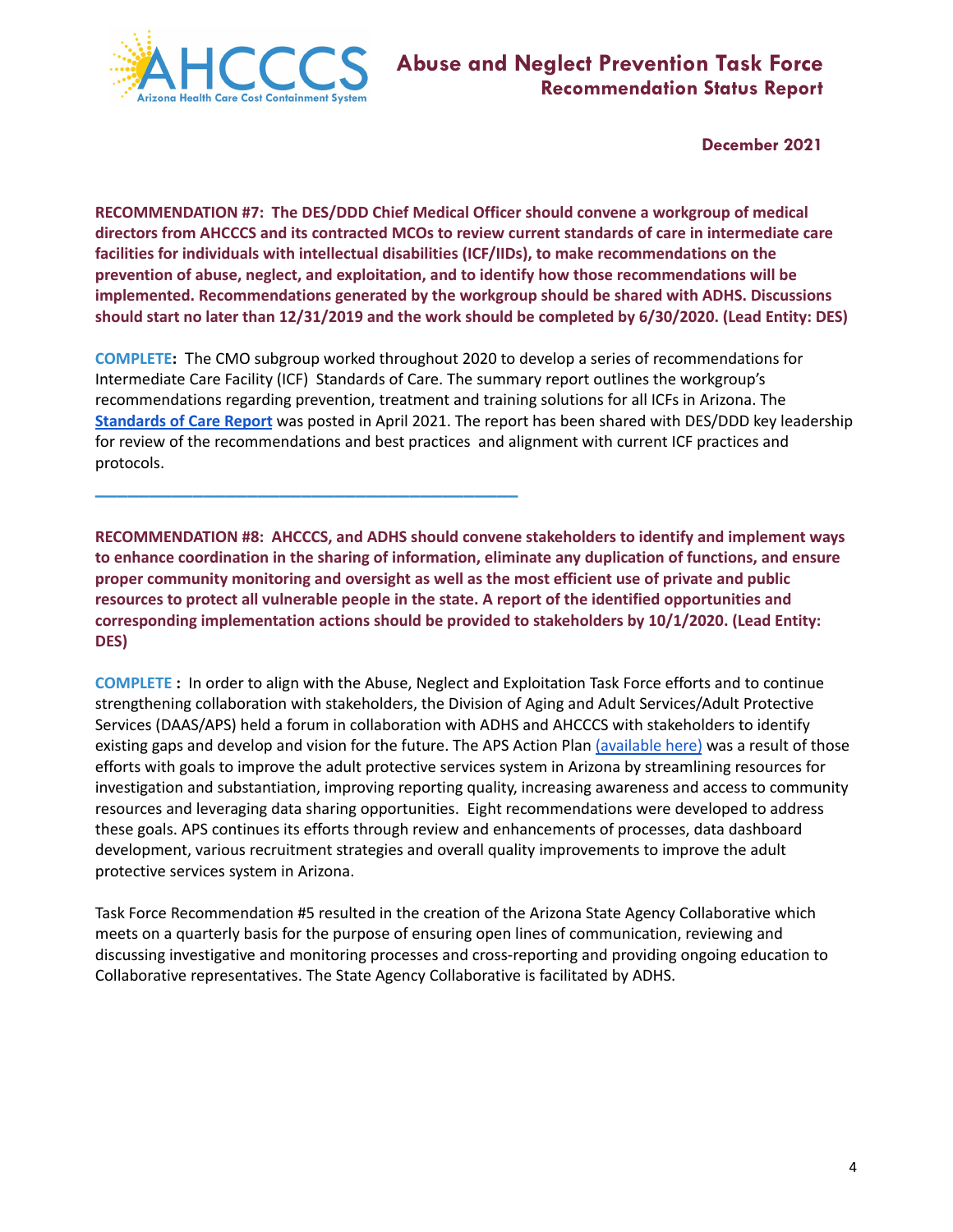**RECOMMENDATION #7: The DES/DDD Chief Medical Officer should convene a workgroup of medical directors from AHCCCS and its contracted MCOs to review current standards of care in intermediate care facilities for individuals with intellectual disabilities (ICF/IIDs), to make recommendations on the prevention of abuse, neglect, and exploitation, and to identify how those recommendations will be implemented. Recommendations generated by the workgroup should be shared with ADHS. Discussions should start no later than 12/31/2019 and the work should be completed by 6/30/2020. (Lead Entity: DES)**

**COMPLETE:** The CMO subgroup worked throughout 2020 to develop a series of recommendations for Intermediate Care Facility (ICF) Standards of Care. The summary report outlines the workgroup's recommendations regarding prevention, treatment and training solutions for all ICFs in Arizona. The **Standards of Care Report** was posted in April 2021. The report has been shared with DES/DDD key leadership for review of the recommendations and best practices and alignment with current ICF practices and protocols.

---

**RECOMMENDATION #8: AHCCCS, and ADHS should convene stakeholders to identify and implement ways to enhance coordination in the sharing of information, eliminate any duplication of functions, and ensure proper community monitoring and oversight as well as the most efficient use of private and public resources to protect all vulnerable people in the state. A report of the identified opportunities and corresponding implementation actions should be provided to stakeholders by 10/1/2020. (Lead Entity: DES)**

**COMPLETE :** In order to align with the Abuse, Neglect and Exploitation Task Force efforts and to continue strengthening collaboration with stakeholders, the Division of Aging and Adult Services/Adult Protective Services (DAAS/APS) held a forum in collaboration with ADHS and AHCCCS with stakeholders to identify existing gaps and develop and vision for the future. The APS Action Plan (available here) was a result of those efforts with goals to improve the adult protective services system in Arizona by streamlining resources for investigation and substantiation, improving reporting quality, increasing awareness and access to community resources and leveraging data sharing opportunities. Eight recommendations were developed to address these goals. APS continues its efforts through review and enhancements of processes, data dashboard development, various recruitment strategies and overall quality improvements to improve the adult protective services system in Arizona.

Task Force Recommendation #5 resulted in the creation of the Arizona State Agency Collaborative which meets on a quarterly basis for the purpose of ensuring open lines of communication, reviewing and discussing investigative and monitoring processes and cross-reporting and providing ongoing education to Collaborative representatives. The State Agency Collaborative is facilitated by ADHS.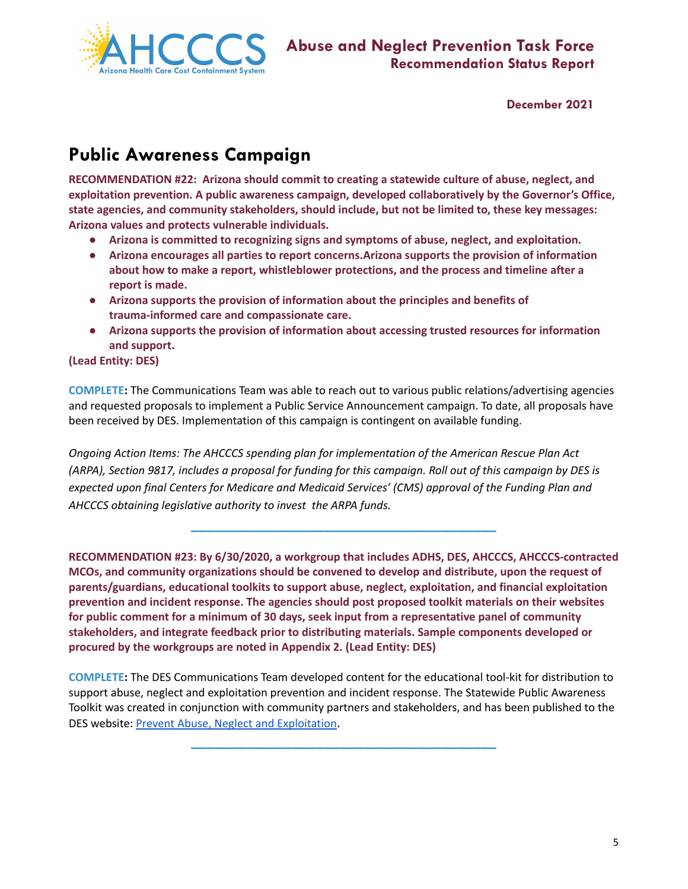## Public Awareness Campaign

**RECOMMENDATION #22: Arizona should commit to creating a statewide culture of abuse, neglect, and exploitation prevention. A public awareness campaign, developed collaboratively by the Governor's Office, state agencies, and community stakeholders, should include, but not be limited to, these key messages: Arizona values and protects vulnerable individuals.**

- **Arizona is committed to recognizing signs and symptoms of abuse, neglect, and exploitation.**
- **Arizona encourages all parties to report concerns.Arizona supports the provision of information about how to make a report, whistleblower protections, and the process and timeline after a report is made.**
- **Arizona supports the provision of information about the principles and benefits of trauma-informed care and compassionate care.**
- **Arizona supports the provision of information about accessing trusted resources for information and support.**

**(Lead Entity: DES)**

**COMPLETE:** The Communications Team was able to reach out to various public relations/advertising agencies and requested proposals to implement a Public Service Announcement campaign. To date, all proposals have been received by DES. Implementation of this campaign is contingent on available funding.

*Ongoing Action Items: The AHCCCS spending plan for implementation of the American Rescue Plan Act (ARPA), Section 9817, includes a proposal for funding for this campaign. Roll out of this campaign by DES is expected upon final Centers for Medicare and Medicaid Services' (CMS) approval of the Funding Plan and AHCCCS obtaining legislative authority to invest the ARPA funds.*

---

**RECOMMENDATION #23: By 6/30/2020, a workgroup that includes ADHS, DES, AHCCCS, AHCCCS-contracted MCOs, and community organizations should be convened to develop and distribute, upon the request of parents/guardians, educational toolkits to support abuse, neglect, exploitation, and financial exploitation prevention and incident response. The agencies should post proposed toolkit materials on their websites for public comment for a minimum of 30 days, seek input from a representative panel of community stakeholders, and integrate feedback prior to distributing materials. Sample components developed or procured by the workgroups are noted in Appendix 2. (Lead Entity: DES)**

**COMPLETE:** The DES Communications Team developed content for the educational tool-kit for distribution to support abuse, neglect and exploitation prevention and incident response. The Statewide Public Awareness Toolkit was created in conjunction with community partners and stakeholders, and has been published to the DES website: Prevent Abuse, Neglect and Exploitation.

---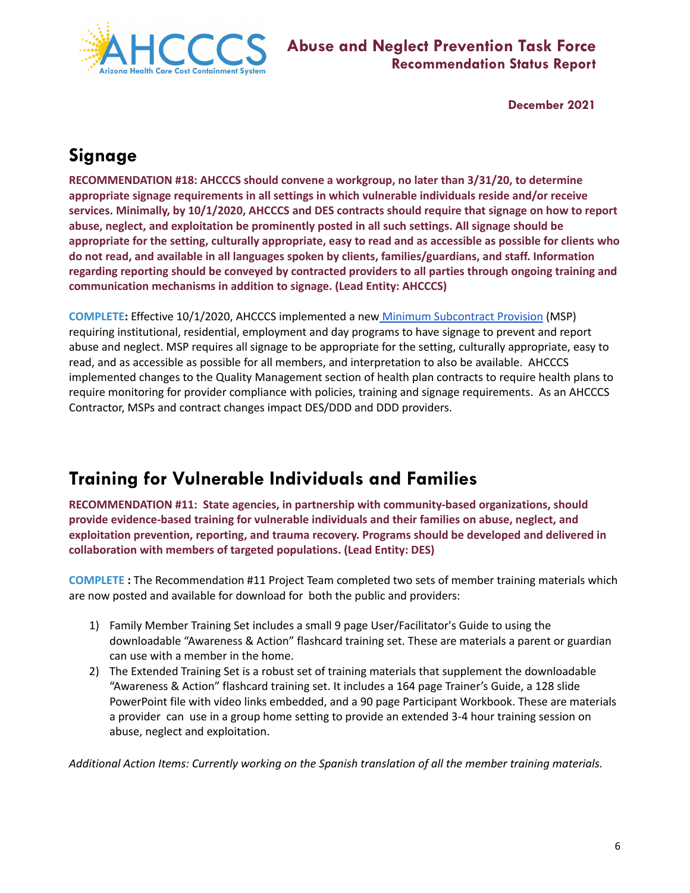## Signage

**RECOMMENDATION #18: AHCCCS should convene a workgroup, no later than 3/31/20, to determine appropriate signage requirements in all settings in which vulnerable individuals reside and/or receive services. Minimally, by 10/1/2020, AHCCCS and DES contracts should require that signage on how to report abuse, neglect, and exploitation be prominently posted in all such settings. All signage should be appropriate for the setting, culturally appropriate, easy to read and as accessible as possible for clients who do not read, and available in all languages spoken by clients, families/guardians, and staff. Information regarding reporting should be conveyed by contracted providers to all parties through ongoing training and communication mechanisms in addition to signage. (Lead Entity: AHCCCS)**

**COMPLETE:** Effective 10/1/2020, AHCCCS implemented a new Minimum Subcontract Provision (MSP) requiring institutional, residential, employment and day programs to have signage to prevent and report abuse and neglect. MSP requires all signage to be appropriate for the setting, culturally appropriate, easy to read, and as accessible as possible for all members, and interpretation to also be available. AHCCCS implemented changes to the Quality Management section of health plan contracts to require health plans to require monitoring for provider compliance with policies, training and signage requirements. As an AHCCCS Contractor, MSPs and contract changes impact DES/DDD and DDD providers.

## Training for Vulnerable Individuals and Families

**RECOMMENDATION #11: State agencies, in partnership with community-based organizations, should provide evidence-based training for vulnerable individuals and their families on abuse, neglect, and exploitation prevention, reporting, and trauma recovery. Programs should be developed and delivered in collaboration with members of targeted populations. (Lead Entity: DES)**

**COMPLETE :** The Recommendation #11 Project Team completed two sets of member training materials which are now posted and available for download for both the public and providers:

1) Family Member Training Set includes a small 9 page User/Facilitator's Guide to using the downloadable "Awareness & Action" flashcard training set. These are materials a parent or guardian can use with a member in the home.
2) The Extended Training Set is a robust set of training materials that supplement the downloadable "Awareness & Action" flashcard training set. It includes a 164 page Trainer's Guide, a 128 slide PowerPoint file with video links embedded, and a 90 page Participant Workbook. These are materials a provider can use in a group home setting to provide an extended 3-4 hour training session on abuse, neglect and exploitation.

*Additional Action Items: Currently working on the Spanish translation of all the member training materials.*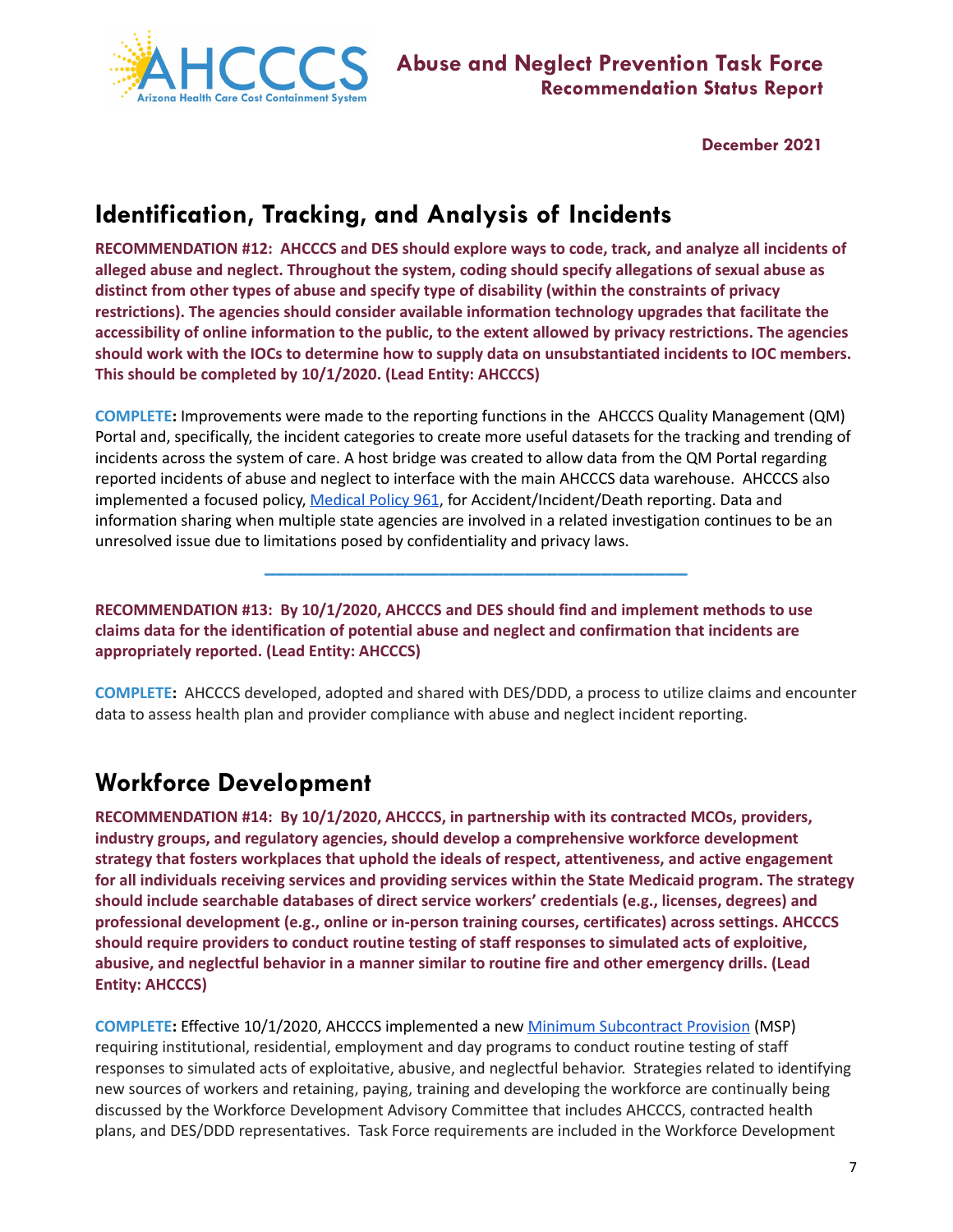## Identification, Tracking, and Analysis of Incidents

**RECOMMENDATION #12: AHCCCS and DES should explore ways to code, track, and analyze all incidents of alleged abuse and neglect. Throughout the system, coding should specify allegations of sexual abuse as distinct from other types of abuse and specify type of disability (within the constraints of privacy restrictions). The agencies should consider available information technology upgrades that facilitate the accessibility of online information to the public, to the extent allowed by privacy restrictions. The agencies should work with the IOCs to determine how to supply data on unsubstantiated incidents to IOC members. This should be completed by 10/1/2020. (Lead Entity: AHCCCS)**

**COMPLETE:** Improvements were made to the reporting functions in the AHCCCS Quality Management (QM) Portal and, specifically, the incident categories to create more useful datasets for the tracking and trending of incidents across the system of care. A host bridge was created to allow data from the QM Portal regarding reported incidents of abuse and neglect to interface with the main AHCCCS data warehouse. AHCCCS also implemented a focused policy, Medical Policy 961, for Accident/Incident/Death reporting. Data and information sharing when multiple state agencies are involved in a related investigation continues to be an unresolved issue due to limitations posed by confidentiality and privacy laws.

---

**RECOMMENDATION #13: By 10/1/2020, AHCCCS and DES should find and implement methods to use claims data for the identification of potential abuse and neglect and confirmation that incidents are appropriately reported. (Lead Entity: AHCCCS)**

**COMPLETE:** AHCCCS developed, adopted and shared with DES/DDD, a process to utilize claims and encounter data to assess health plan and provider compliance with abuse and neglect incident reporting.

## Workforce Development

**RECOMMENDATION #14: By 10/1/2020, AHCCCS, in partnership with its contracted MCOs, providers, industry groups, and regulatory agencies, should develop a comprehensive workforce development strategy that fosters workplaces that uphold the ideals of respect, attentiveness, and active engagement for all individuals receiving services and providing services within the State Medicaid program. The strategy should include searchable databases of direct service workers' credentials (e.g., licenses, degrees) and professional development (e.g., online or in-person training courses, certificates) across settings. AHCCCS should require providers to conduct routine testing of staff responses to simulated acts of exploitive, abusive, and neglectful behavior in a manner similar to routine fire and other emergency drills. (Lead Entity: AHCCCS)**

**COMPLETE:** Effective 10/1/2020, AHCCCS implemented a new Minimum Subcontract Provision (MSP) requiring institutional, residential, employment and day programs to conduct routine testing of staff responses to simulated acts of exploitative, abusive, and neglectful behavior. Strategies related to identifying new sources of workers and retaining, paying, training and developing the workforce are continually being discussed by the Workforce Development Advisory Committee that includes AHCCCS, contracted health plans, and DES/DDD representatives. Task Force requirements are included in the Workforce Development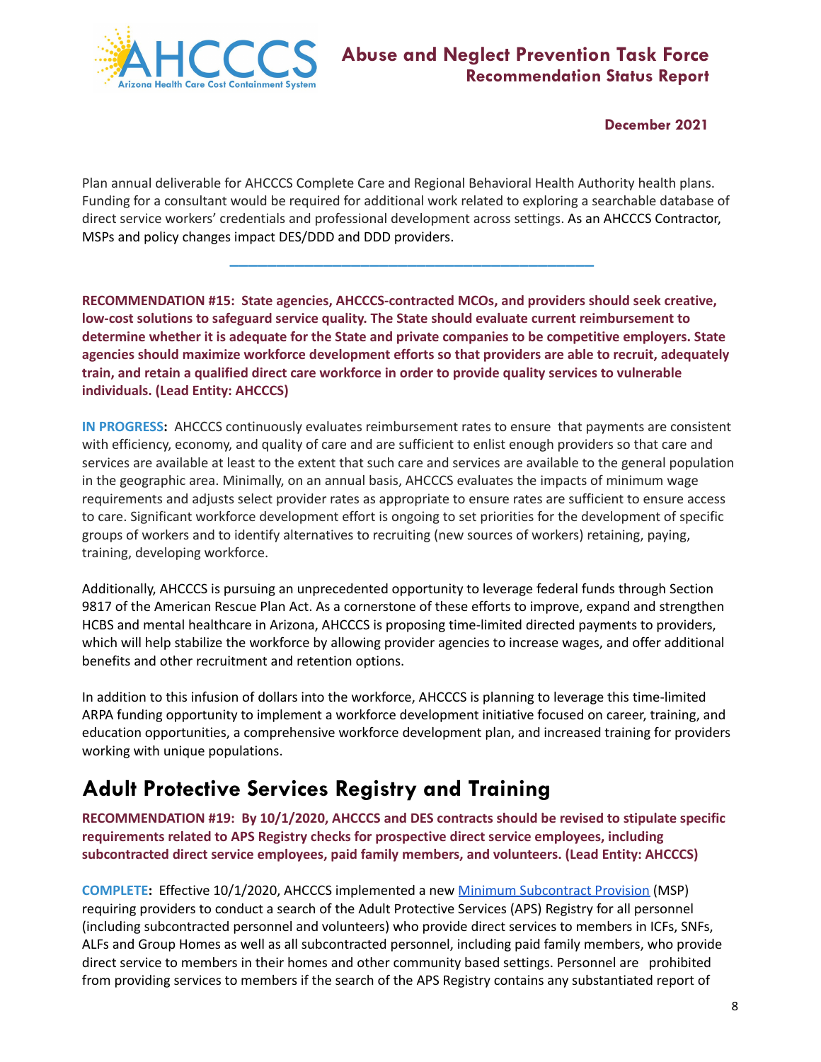Plan annual deliverable for AHCCCS Complete Care and Regional Behavioral Health Authority health plans. Funding for a consultant would be required for additional work related to exploring a searchable database of direct service workers' credentials and professional development across settings. As an AHCCCS Contractor, MSPs and policy changes impact DES/DDD and DDD providers.

---

**RECOMMENDATION #15: State agencies, AHCCCS-contracted MCOs, and providers should seek creative, low-cost solutions to safeguard service quality. The State should evaluate current reimbursement to determine whether it is adequate for the State and private companies to be competitive employers. State agencies should maximize workforce development efforts so that providers are able to recruit, adequately train, and retain a qualified direct care workforce in order to provide quality services to vulnerable individuals. (Lead Entity: AHCCCS)**

**IN PROGRESS:** AHCCCS continuously evaluates reimbursement rates to ensure that payments are consistent with efficiency, economy, and quality of care and are sufficient to enlist enough providers so that care and services are available at least to the extent that such care and services are available to the general population in the geographic area. Minimally, on an annual basis, AHCCCS evaluates the impacts of minimum wage requirements and adjusts select provider rates as appropriate to ensure rates are sufficient to ensure access to care. Significant workforce development effort is ongoing to set priorities for the development of specific groups of workers and to identify alternatives to recruiting (new sources of workers) retaining, paying, training, developing workforce.

Additionally, AHCCCS is pursuing an unprecedented opportunity to leverage federal funds through Section 9817 of the American Rescue Plan Act. As a cornerstone of these efforts to improve, expand and strengthen HCBS and mental healthcare in Arizona, AHCCCS is proposing time-limited directed payments to providers, which will help stabilize the workforce by allowing provider agencies to increase wages, and offer additional benefits and other recruitment and retention options.

In addition to this infusion of dollars into the workforce, AHCCCS is planning to leverage this time-limited ARPA funding opportunity to implement a workforce development initiative focused on career, training, and education opportunities, a comprehensive workforce development plan, and increased training for providers working with unique populations.

## Adult Protective Services Registry and Training

**RECOMMENDATION #19: By 10/1/2020, AHCCCS and DES contracts should be revised to stipulate specific requirements related to APS Registry checks for prospective direct service employees, including subcontracted direct service employees, paid family members, and volunteers. (Lead Entity: AHCCCS)**

**COMPLETE:** Effective 10/1/2020, AHCCCS implemented a new Minimum Subcontract Provision (MSP) requiring providers to conduct a search of the Adult Protective Services (APS) Registry for all personnel (including subcontracted personnel and volunteers) who provide direct services to members in ICFs, SNFs, ALFs and Group Homes as well as all subcontracted personnel, including paid family members, who provide direct service to members in their homes and other community based settings. Personnel are prohibited from providing services to members if the search of the APS Registry contains any substantiated report of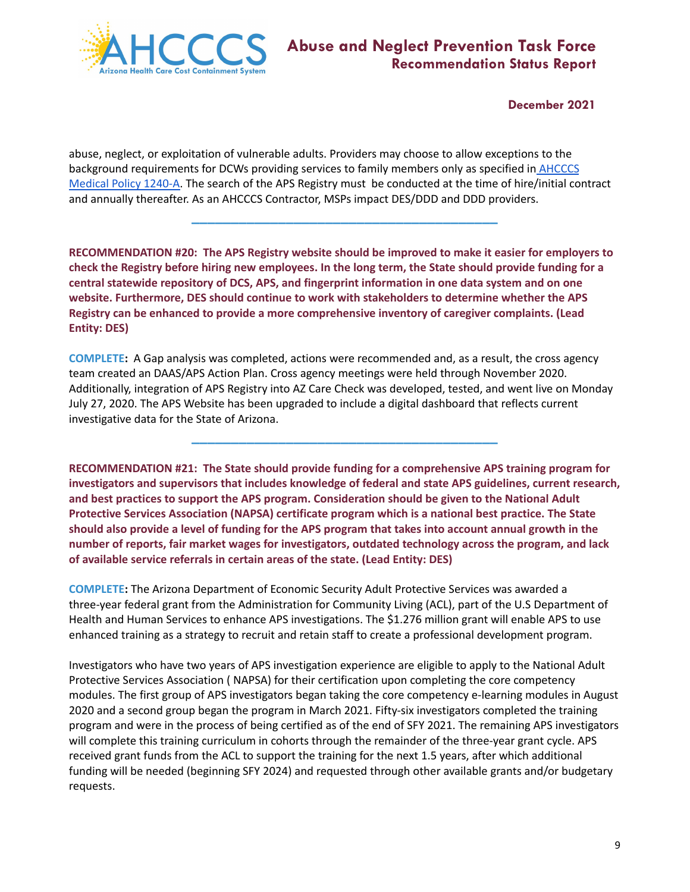abuse, neglect, or exploitation of vulnerable adults. Providers may choose to allow exceptions to the background requirements for DCWs providing services to family members only as specified in [AHCCCS Medical Policy 1240-A](). The search of the APS Registry must be conducted at the time of hire/initial contract and annually thereafter. As an AHCCCS Contractor, MSPs impact DES/DDD and DDD providers.

---

**RECOMMENDATION #20: The APS Registry website should be improved to make it easier for employers to check the Registry before hiring new employees. In the long term, the State should provide funding for a central statewide repository of DCS, APS, and fingerprint information in one data system and on one website. Furthermore, DES should continue to work with stakeholders to determine whether the APS Registry can be enhanced to provide a more comprehensive inventory of caregiver complaints. (Lead Entity: DES)**

**COMPLETE:** A Gap analysis was completed, actions were recommended and, as a result, the cross agency team created an DAAS/APS Action Plan. Cross agency meetings were held through November 2020. Additionally, integration of APS Registry into AZ Care Check was developed, tested, and went live on Monday July 27, 2020. The APS Website has been upgraded to include a digital dashboard that reflects current investigative data for the State of Arizona.

---

**RECOMMENDATION #21: The State should provide funding for a comprehensive APS training program for investigators and supervisors that includes knowledge of federal and state APS guidelines, current research, and best practices to support the APS program. Consideration should be given to the National Adult Protective Services Association (NAPSA) certificate program which is a national best practice. The State should also provide a level of funding for the APS program that takes into account annual growth in the number of reports, fair market wages for investigators, outdated technology across the program, and lack of available service referrals in certain areas of the state. (Lead Entity: DES)**

**COMPLETE:** The Arizona Department of Economic Security Adult Protective Services was awarded a three-year federal grant from the Administration for Community Living (ACL), part of the U.S Department of Health and Human Services to enhance APS investigations. The $1.276 million grant will enable APS to use enhanced training as a strategy to recruit and retain staff to create a professional development program.

Investigators who have two years of APS investigation experience are eligible to apply to the National Adult Protective Services Association ( NAPSA) for their certification upon completing the core competency modules. The first group of APS investigators began taking the core competency e-learning modules in August 2020 and a second group began the program in March 2021. Fifty-six investigators completed the training program and were in the process of being certified as of the end of SFY 2021. The remaining APS investigators will complete this training curriculum in cohorts through the remainder of the three-year grant cycle. APS received grant funds from the ACL to support the training for the next 1.5 years, after which additional funding will be needed (beginning SFY 2024) and requested through other available grants and/or budgetary requests.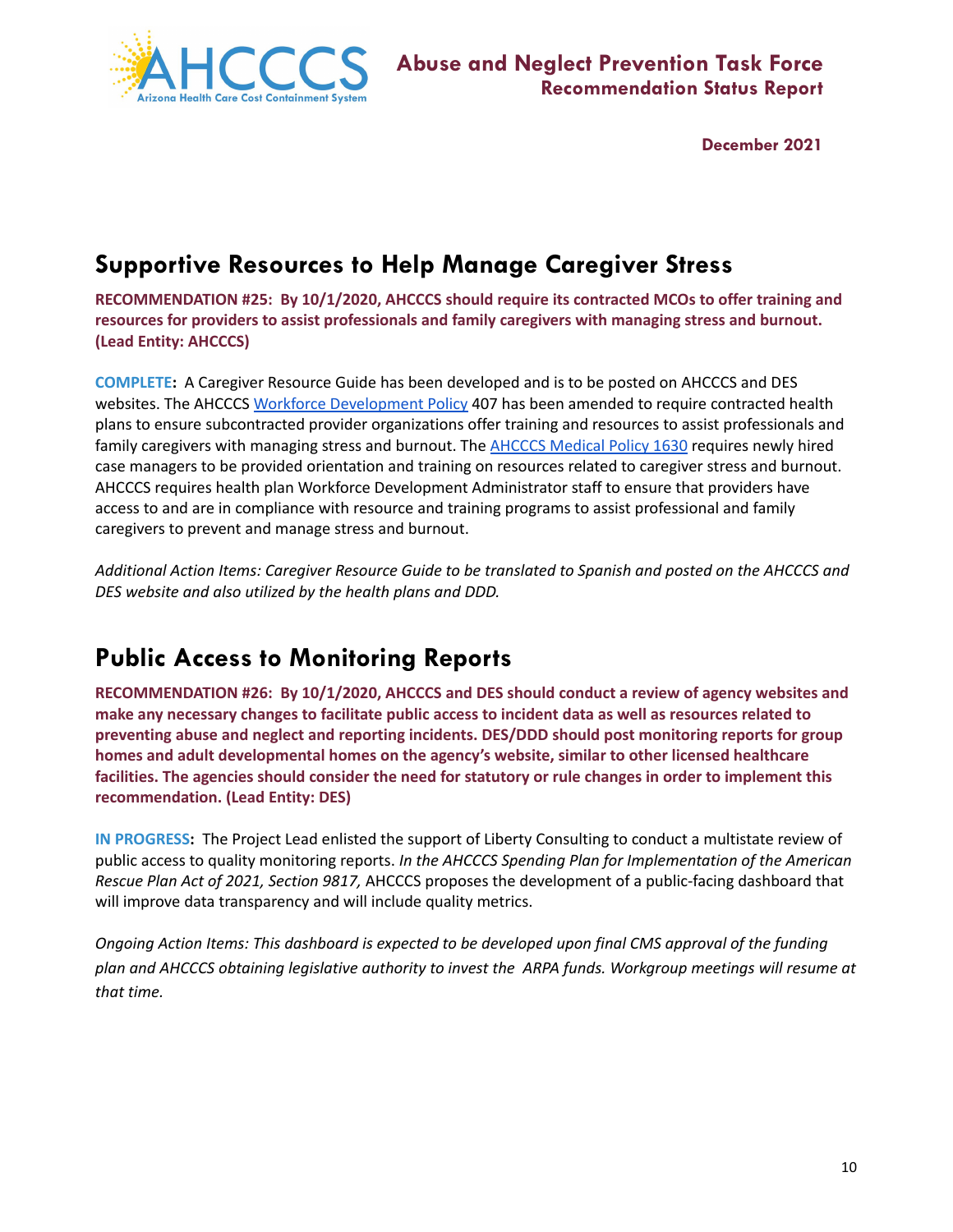## Supportive Resources to Help Manage Caregiver Stress

**RECOMMENDATION #25: By 10/1/2020, AHCCCS should require its contracted MCOs to offer training and resources for providers to assist professionals and family caregivers with managing stress and burnout. (Lead Entity: AHCCCS)**

**COMPLETE:** A Caregiver Resource Guide has been developed and is to be posted on AHCCCS and DES websites. The AHCCCS Workforce Development Policy 407 has been amended to require contracted health plans to ensure subcontracted provider organizations offer training and resources to assist professionals and family caregivers with managing stress and burnout. The AHCCCS Medical Policy 1630 requires newly hired case managers to be provided orientation and training on resources related to caregiver stress and burnout. AHCCCS requires health plan Workforce Development Administrator staff to ensure that providers have access to and are in compliance with resource and training programs to assist professional and family caregivers to prevent and manage stress and burnout.

*Additional Action Items: Caregiver Resource Guide to be translated to Spanish and posted on the AHCCCS and DES website and also utilized by the health plans and DDD.*

## Public Access to Monitoring Reports

**RECOMMENDATION #26: By 10/1/2020, AHCCCS and DES should conduct a review of agency websites and make any necessary changes to facilitate public access to incident data as well as resources related to preventing abuse and neglect and reporting incidents. DES/DDD should post monitoring reports for group homes and adult developmental homes on the agency's website, similar to other licensed healthcare facilities. The agencies should consider the need for statutory or rule changes in order to implement this recommendation. (Lead Entity: DES)**

**IN PROGRESS:** The Project Lead enlisted the support of Liberty Consulting to conduct a multistate review of public access to quality monitoring reports. *In the AHCCCS Spending Plan for Implementation of the American Rescue Plan Act of 2021, Section 9817,* AHCCCS proposes the development of a public-facing dashboard that will improve data transparency and will include quality metrics.

*Ongoing Action Items: This dashboard is expected to be developed upon final CMS approval of the funding plan and AHCCCS obtaining legislative authority to invest the ARPA funds. Workgroup meetings will resume at that time.*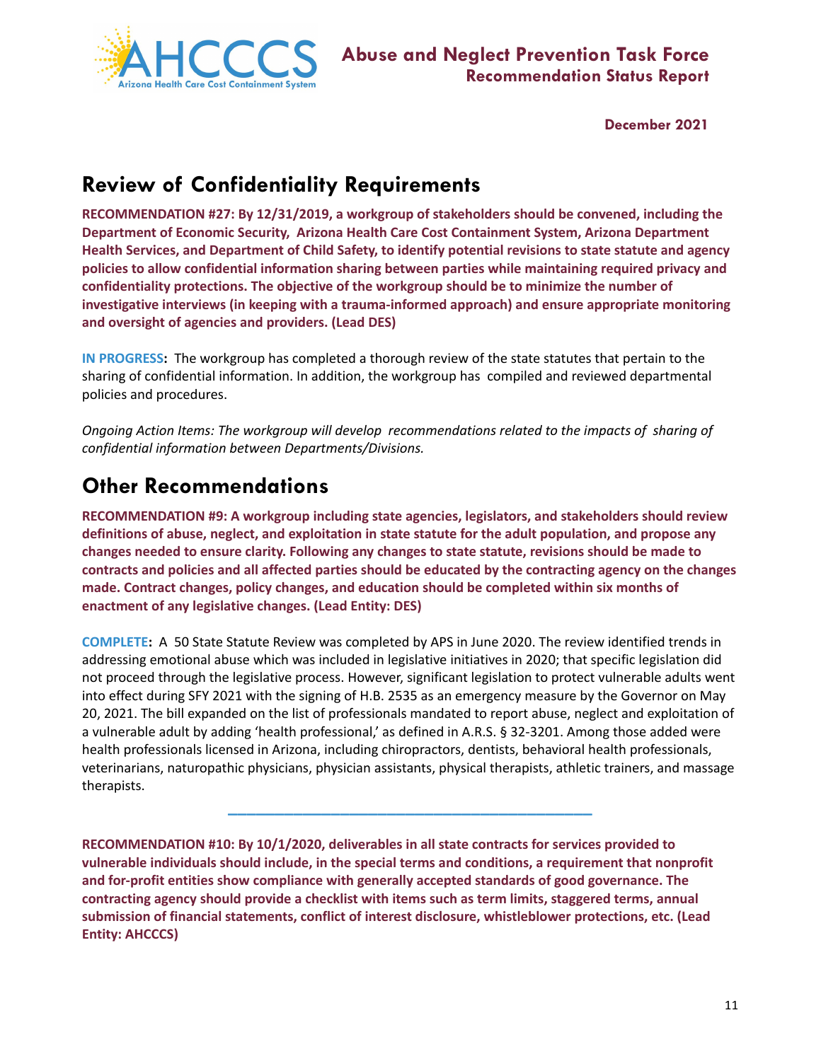## Review of Confidentiality Requirements

**RECOMMENDATION #27: By 12/31/2019, a workgroup of stakeholders should be convened, including the Department of Economic Security, Arizona Health Care Cost Containment System, Arizona Department Health Services, and Department of Child Safety, to identify potential revisions to state statute and agency policies to allow confidential information sharing between parties while maintaining required privacy and confidentiality protections. The objective of the workgroup should be to minimize the number of investigative interviews (in keeping with a trauma-informed approach) and ensure appropriate monitoring and oversight of agencies and providers. (Lead DES)**

**IN PROGRESS:** The workgroup has completed a thorough review of the state statutes that pertain to the sharing of confidential information. In addition, the workgroup has compiled and reviewed departmental policies and procedures.

*Ongoing Action Items: The workgroup will develop recommendations related to the impacts of sharing of confidential information between Departments/Divisions.*

## Other Recommendations

**RECOMMENDATION #9: A workgroup including state agencies, legislators, and stakeholders should review definitions of abuse, neglect, and exploitation in state statute for the adult population, and propose any changes needed to ensure clarity. Following any changes to state statute, revisions should be made to contracts and policies and all affected parties should be educated by the contracting agency on the changes made. Contract changes, policy changes, and education should be completed within six months of enactment of any legislative changes. (Lead Entity: DES)**

**COMPLETE:** A 50 State Statute Review was completed by APS in June 2020. The review identified trends in addressing emotional abuse which was included in legislative initiatives in 2020; that specific legislation did not proceed through the legislative process. However, significant legislation to protect vulnerable adults went into effect during SFY 2021 with the signing of H.B. 2535 as an emergency measure by the Governor on May 20, 2021. The bill expanded on the list of professionals mandated to report abuse, neglect and exploitation of a vulnerable adult by adding 'health professional,' as defined in A.R.S. § 32-3201. Among those added were health professionals licensed in Arizona, including chiropractors, dentists, behavioral health professionals, veterinarians, naturopathic physicians, physician assistants, physical therapists, athletic trainers, and massage therapists.

---

**RECOMMENDATION #10: By 10/1/2020, deliverables in all state contracts for services provided to vulnerable individuals should include, in the special terms and conditions, a requirement that nonprofit and for-profit entities show compliance with generally accepted standards of good governance. The contracting agency should provide a checklist with items such as term limits, staggered terms, annual submission of financial statements, conflict of interest disclosure, whistleblower protections, etc. (Lead Entity: AHCCCS)**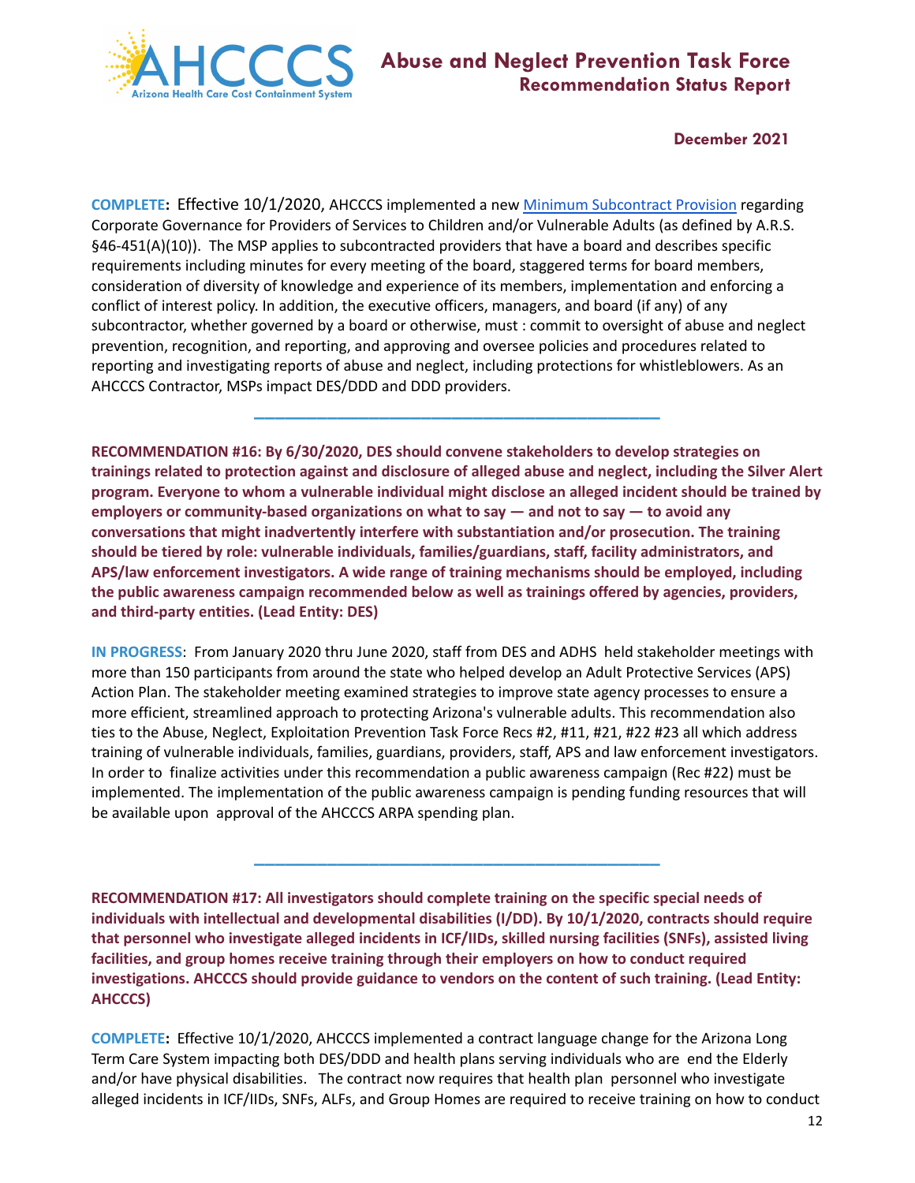**COMPLETE:** Effective 10/1/2020, AHCCCS implemented a new [Minimum Subcontract Provision]() regarding Corporate Governance for Providers of Services to Children and/or Vulnerable Adults (as defined by A.R.S. §46-451(A)(10)). The MSP applies to subcontracted providers that have a board and describes specific requirements including minutes for every meeting of the board, staggered terms for board members, consideration of diversity of knowledge and experience of its members, implementation and enforcing a conflict of interest policy. In addition, the executive officers, managers, and board (if any) of any subcontractor, whether governed by a board or otherwise, must : commit to oversight of abuse and neglect prevention, recognition, and reporting, and approving and oversee policies and procedures related to reporting and investigating reports of abuse and neglect, including protections for whistleblowers. As an AHCCCS Contractor, MSPs impact DES/DDD and DDD providers.

---

**RECOMMENDATION #16: By 6/30/2020, DES should convene stakeholders to develop strategies on trainings related to protection against and disclosure of alleged abuse and neglect, including the Silver Alert program. Everyone to whom a vulnerable individual might disclose an alleged incident should be trained by employers or community-based organizations on what to say — and not to say — to avoid any conversations that might inadvertently interfere with substantiation and/or prosecution. The training should be tiered by role: vulnerable individuals, families/guardians, staff, facility administrators, and APS/law enforcement investigators. A wide range of training mechanisms should be employed, including the public awareness campaign recommended below as well as trainings offered by agencies, providers, and third-party entities. (Lead Entity: DES)**

**IN PROGRESS**: From January 2020 thru June 2020, staff from DES and ADHS held stakeholder meetings with more than 150 participants from around the state who helped develop an Adult Protective Services (APS) Action Plan. The stakeholder meeting examined strategies to improve state agency processes to ensure a more efficient, streamlined approach to protecting Arizona's vulnerable adults. This recommendation also ties to the Abuse, Neglect, Exploitation Prevention Task Force Recs #2, #11, #21, #22 #23 all which address training of vulnerable individuals, families, guardians, providers, staff, APS and law enforcement investigators. In order to finalize activities under this recommendation a public awareness campaign (Rec #22) must be implemented. The implementation of the public awareness campaign is pending funding resources that will be available upon approval of the AHCCCS ARPA spending plan.

---

**RECOMMENDATION #17: All investigators should complete training on the specific special needs of individuals with intellectual and developmental disabilities (I/DD). By 10/1/2020, contracts should require that personnel who investigate alleged incidents in ICF/IIDs, skilled nursing facilities (SNFs), assisted living facilities, and group homes receive training through their employers on how to conduct required investigations. AHCCCS should provide guidance to vendors on the content of such training. (Lead Entity: AHCCCS)**

**COMPLETE:** Effective 10/1/2020, AHCCCS implemented a contract language change for the Arizona Long Term Care System impacting both DES/DDD and health plans serving individuals who are end the Elderly and/or have physical disabilities. The contract now requires that health plan personnel who investigate alleged incidents in ICF/IIDs, SNFs, ALFs, and Group Homes are required to receive training on how to conduct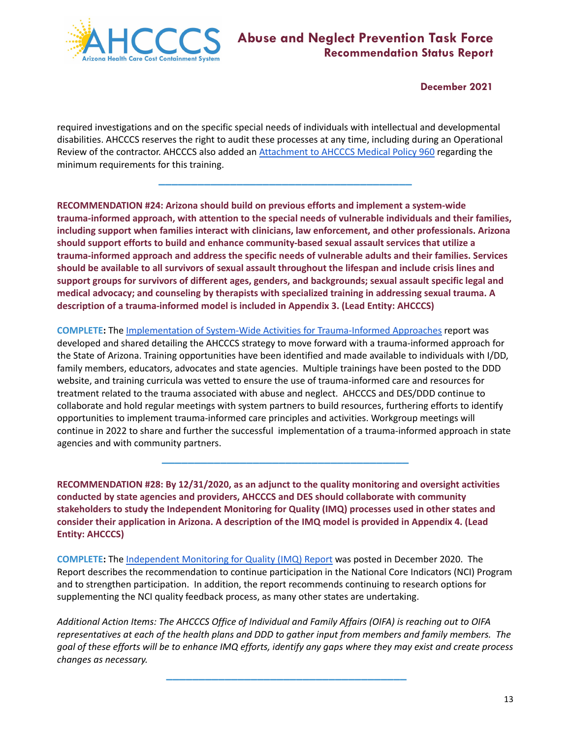required investigations and on the specific special needs of individuals with intellectual and developmental disabilities. AHCCCS reserves the right to audit these processes at any time, including during an Operational Review of the contractor. AHCCCS also added an Attachment to AHCCCS Medical Policy 960 regarding the minimum requirements for this training.

---

**RECOMMENDATION #24: Arizona should build on previous efforts and implement a system-wide trauma-informed approach, with attention to the special needs of vulnerable individuals and their families, including support when families interact with clinicians, law enforcement, and other professionals. Arizona should support efforts to build and enhance community-based sexual assault services that utilize a trauma-informed approach and address the specific needs of vulnerable adults and their families. Services should be available to all survivors of sexual assault throughout the lifespan and include crisis lines and support groups for survivors of different ages, genders, and backgrounds; sexual assault specific legal and medical advocacy; and counseling by therapists with specialized training in addressing sexual trauma. A description of a trauma-informed model is included in Appendix 3. (Lead Entity: AHCCCS)**

**COMPLETE:** The Implementation of System-Wide Activities for Trauma-Informed Approaches report was developed and shared detailing the AHCCCS strategy to move forward with a trauma-informed approach for the State of Arizona. Training opportunities have been identified and made available to individuals with I/DD, family members, educators, advocates and state agencies. Multiple trainings have been posted to the DDD website, and training curricula was vetted to ensure the use of trauma-informed care and resources for treatment related to the trauma associated with abuse and neglect. AHCCCS and DES/DDD continue to collaborate and hold regular meetings with system partners to build resources, furthering efforts to identify opportunities to implement trauma-informed care principles and activities. Workgroup meetings will continue in 2022 to share and further the successful implementation of a trauma-informed approach in state agencies and with community partners.

---

**RECOMMENDATION #28: By 12/31/2020, as an adjunct to the quality monitoring and oversight activities conducted by state agencies and providers, AHCCCS and DES should collaborate with community stakeholders to study the Independent Monitoring for Quality (IMQ) processes used in other states and consider their application in Arizona. A description of the IMQ model is provided in Appendix 4. (Lead Entity: AHCCCS)**

**COMPLETE:** The Independent Monitoring for Quality (IMQ) Report was posted in December 2020. The Report describes the recommendation to continue participation in the National Core Indicators (NCI) Program and to strengthen participation. In addition, the report recommends continuing to research options for supplementing the NCI quality feedback process, as many other states are undertaking.

*Additional Action Items: The AHCCCS Office of Individual and Family Affairs (OIFA) is reaching out to OIFA representatives at each of the health plans and DDD to gather input from members and family members. The goal of these efforts will be to enhance IMQ efforts, identify any gaps where they may exist and create process changes as necessary.*

---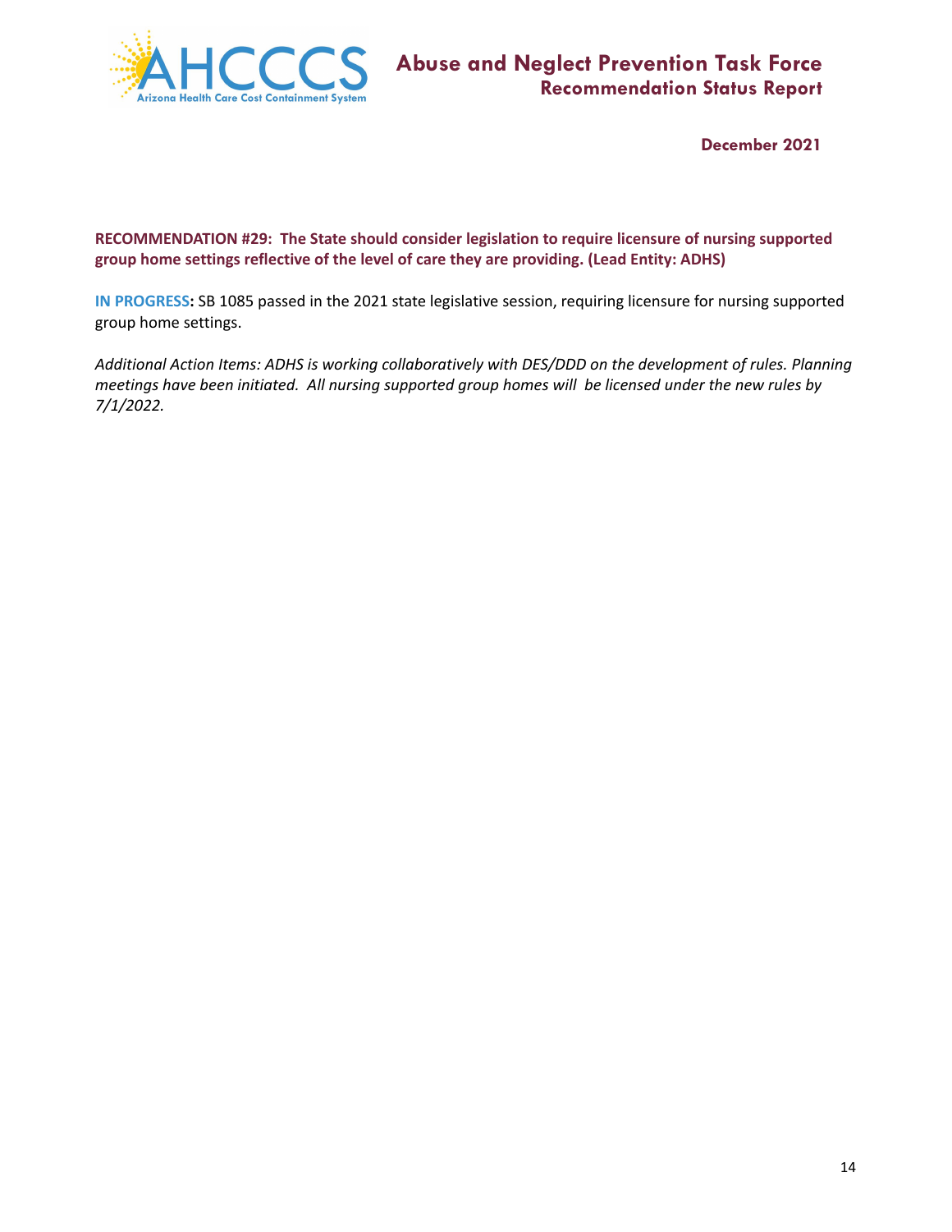**RECOMMENDATION #29: The State should consider legislation to require licensure of nursing supported group home settings reflective of the level of care they are providing. (Lead Entity: ADHS)**

**IN PROGRESS:** SB 1085 passed in the 2021 state legislative session, requiring licensure for nursing supported group home settings.

*Additional Action Items: ADHS is working collaboratively with DES/DDD on the development of rules. Planning meetings have been initiated. All nursing supported group homes will be licensed under the new rules by 7/1/2022.*